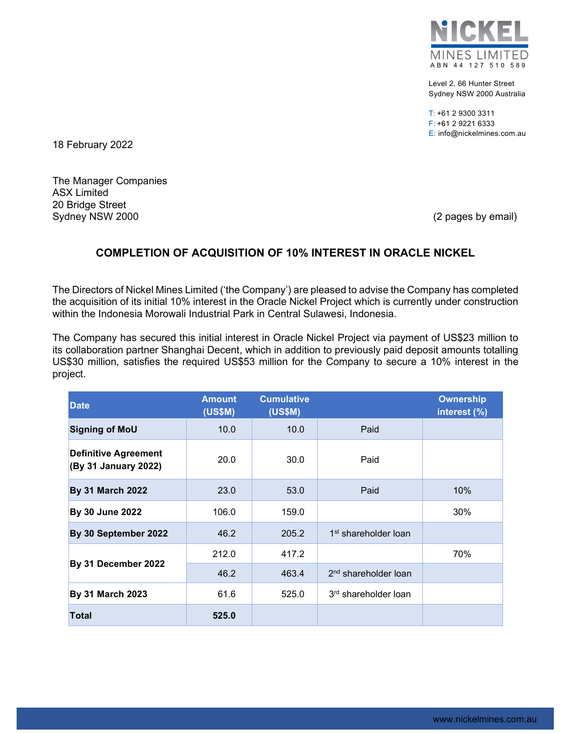NICKEL MINES LIMITED
ABN 44 127 510 589

Level 2, 66 Hunter Street
Sydney NSW 2000 Australia

T: +61 2 9300 3311
F: +61 2 9221 6333
E: info@nickelmines.com.au

18 February 2022

The Manager Companies
ASX Limited
20 Bridge Street
Sydney NSW 2000

(2 pages by email)

## COMPLETION OF ACQUISITION OF 10% INTEREST IN ORACLE NICKEL

The Directors of Nickel Mines Limited ('the Company') are pleased to advise the Company has completed the acquisition of its initial 10% interest in the Oracle Nickel Project which is currently under construction within the Indonesia Morowali Industrial Park in Central Sulawesi, Indonesia.

The Company has secured this initial interest in Oracle Nickel Project via payment of US$23 million to its collaboration partner Shanghai Decent, which in addition to previously paid deposit amounts totalling US$30 million, satisfies the required US$53 million for the Company to secure a 10% interest in the project.

| Date | Amount (US$M) | Cumulative (US$M) | | Ownership interest (%) |
|---|---|---|---|---|
| **Signing of MoU** | 10.0 | 10.0 | Paid | |
| **Definitive Agreement (By 31 January 2022)** | 20.0 | 30.0 | Paid | |
| **By 31 March 2022** | 23.0 | 53.0 | Paid | 10% |
| **By 30 June 2022** | 106.0 | 159.0 | | 30% |
| **By 30 September 2022** | 46.2 | 205.2 | 1st shareholder loan | |
| **By 31 December 2022** | 212.0 | 417.2 | | 70% |
| | 46.2 | 463.4 | 2nd shareholder loan | |
| **By 31 March 2023** | 61.6 | 525.0 | 3rd shareholder loan | |
| **Total** | **525.0** | | | |

www.nickelmines.com.au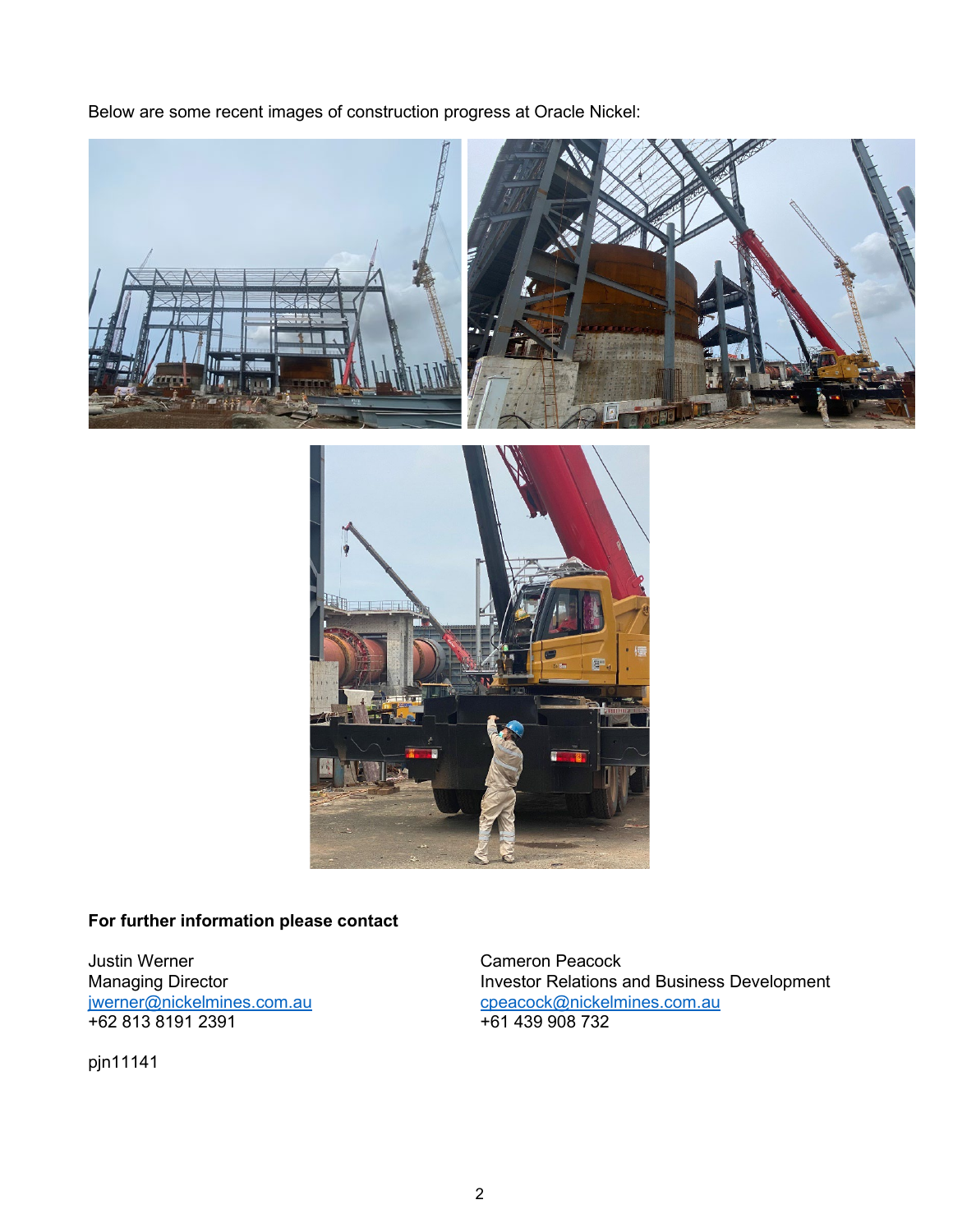Below are some recent images of construction progress at Oracle Nickel:

**For further information please contact**

Justin Werner
Managing Director
jwerner@nickelmines.com.au
+62 813 8191 2391

Cameron Peacock
Investor Relations and Business Development
cpeacock@nickelmines.com.au
+61 439 908 732

pjn11141